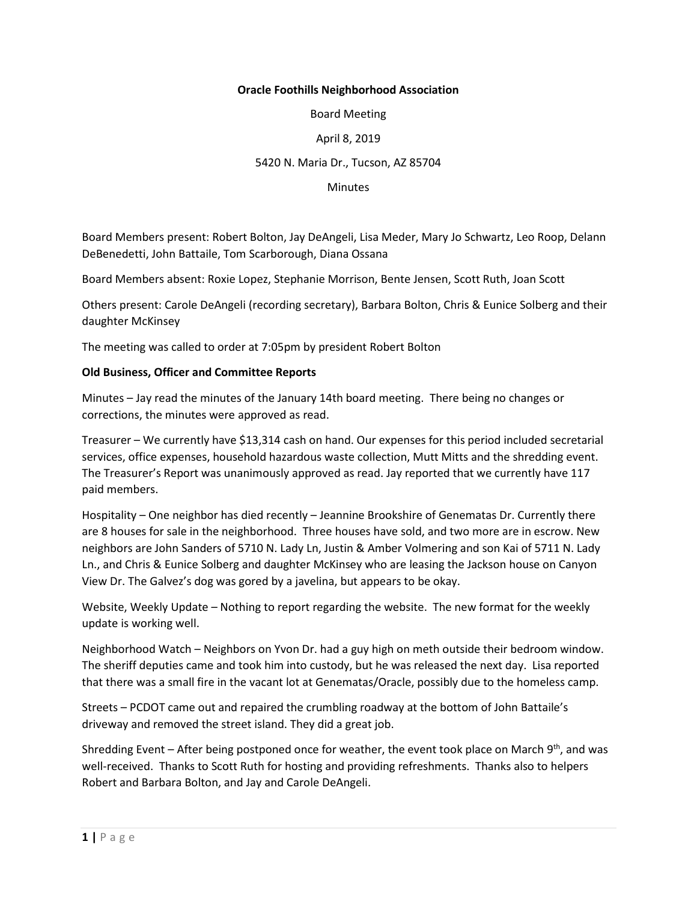**Oracle Foothills Neighborhood Association**

Board Meeting

April 8, 2019

5420 N. Maria Dr., Tucson, AZ 85704

Minutes

Board Members present: Robert Bolton, Jay DeAngeli, Lisa Meder, Mary Jo Schwartz, Leo Roop, Delann DeBenedetti, John Battaile, Tom Scarborough, Diana Ossana

Board Members absent: Roxie Lopez, Stephanie Morrison, Bente Jensen, Scott Ruth, Joan Scott

Others present: Carole DeAngeli (recording secretary), Barbara Bolton, Chris & Eunice Solberg and their daughter McKinsey

The meeting was called to order at 7:05pm by president Robert Bolton

**Old Business, Officer and Committee Reports**

Minutes – Jay read the minutes of the January 14th board meeting. There being no changes or corrections, the minutes were approved as read.

Treasurer – We currently have $13,314 cash on hand. Our expenses for this period included secretarial services, office expenses, household hazardous waste collection, Mutt Mitts and the shredding event. The Treasurer's Report was unanimously approved as read. Jay reported that we currently have 117 paid members.

Hospitality – One neighbor has died recently – Jeannine Brookshire of Genematas Dr. Currently there are 8 houses for sale in the neighborhood. Three houses have sold, and two more are in escrow. New neighbors are John Sanders of 5710 N. Lady Ln, Justin & Amber Volmering and son Kai of 5711 N. Lady Ln., and Chris & Eunice Solberg and daughter McKinsey who are leasing the Jackson house on Canyon View Dr. The Galvez's dog was gored by a javelina, but appears to be okay.

Website, Weekly Update – Nothing to report regarding the website. The new format for the weekly update is working well.

Neighborhood Watch – Neighbors on Yvon Dr. had a guy high on meth outside their bedroom window. The sheriff deputies came and took him into custody, but he was released the next day. Lisa reported that there was a small fire in the vacant lot at Genematas/Oracle, possibly due to the homeless camp.

Streets – PCDOT came out and repaired the crumbling roadway at the bottom of John Battaile's driveway and removed the street island. They did a great job.

Shredding Event – After being postponed once for weather, the event took place on March 9th, and was well-received. Thanks to Scott Ruth for hosting and providing refreshments. Thanks also to helpers Robert and Barbara Bolton, and Jay and Carole DeAngeli.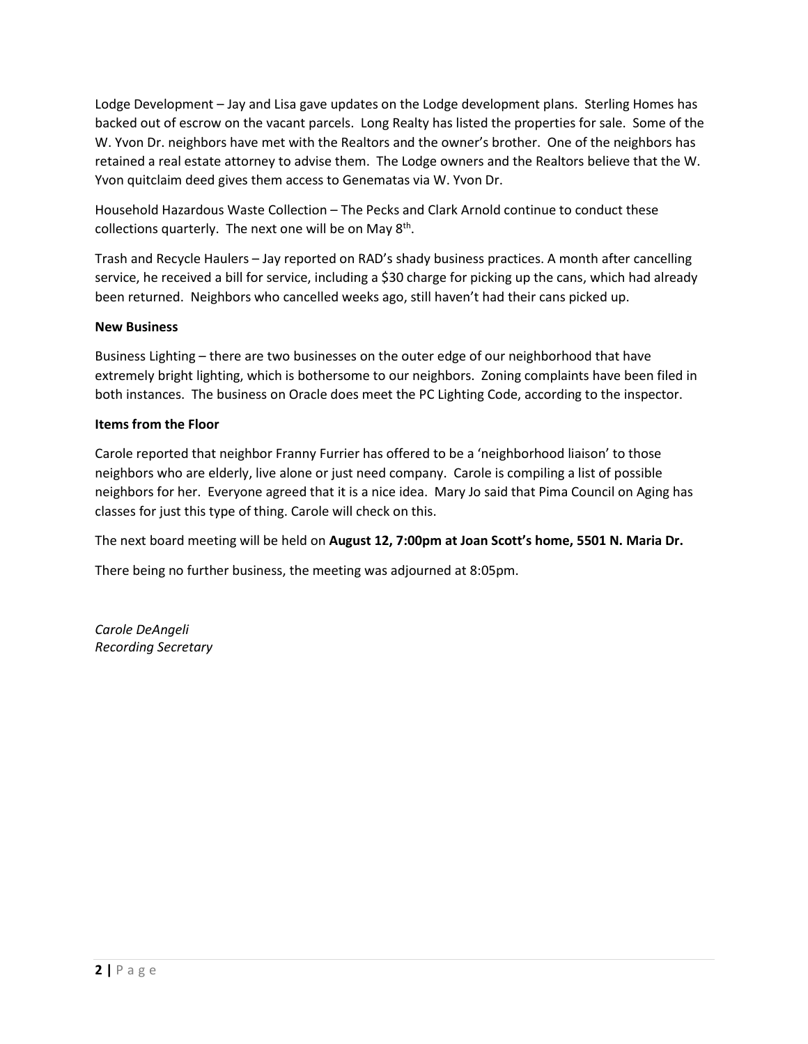Lodge Development – Jay and Lisa gave updates on the Lodge development plans. Sterling Homes has backed out of escrow on the vacant parcels. Long Realty has listed the properties for sale. Some of the W. Yvon Dr. neighbors have met with the Realtors and the owner's brother. One of the neighbors has retained a real estate attorney to advise them. The Lodge owners and the Realtors believe that the W. Yvon quitclaim deed gives them access to Genematas via W. Yvon Dr.

Household Hazardous Waste Collection – The Pecks and Clark Arnold continue to conduct these collections quarterly. The next one will be on May 8th.

Trash and Recycle Haulers – Jay reported on RAD's shady business practices. A month after cancelling service, he received a bill for service, including a $30 charge for picking up the cans, which had already been returned. Neighbors who cancelled weeks ago, still haven't had their cans picked up.

**New Business**

Business Lighting – there are two businesses on the outer edge of our neighborhood that have extremely bright lighting, which is bothersome to our neighbors. Zoning complaints have been filed in both instances. The business on Oracle does meet the PC Lighting Code, according to the inspector.

**Items from the Floor**

Carole reported that neighbor Franny Furrier has offered to be a 'neighborhood liaison' to those neighbors who are elderly, live alone or just need company. Carole is compiling a list of possible neighbors for her. Everyone agreed that it is a nice idea. Mary Jo said that Pima Council on Aging has classes for just this type of thing. Carole will check on this.

The next board meeting will be held on **August 12, 7:00pm at Joan Scott's home, 5501 N. Maria Dr.**

There being no further business, the meeting was adjourned at 8:05pm.

*Carole DeAngeli*
*Recording Secretary*